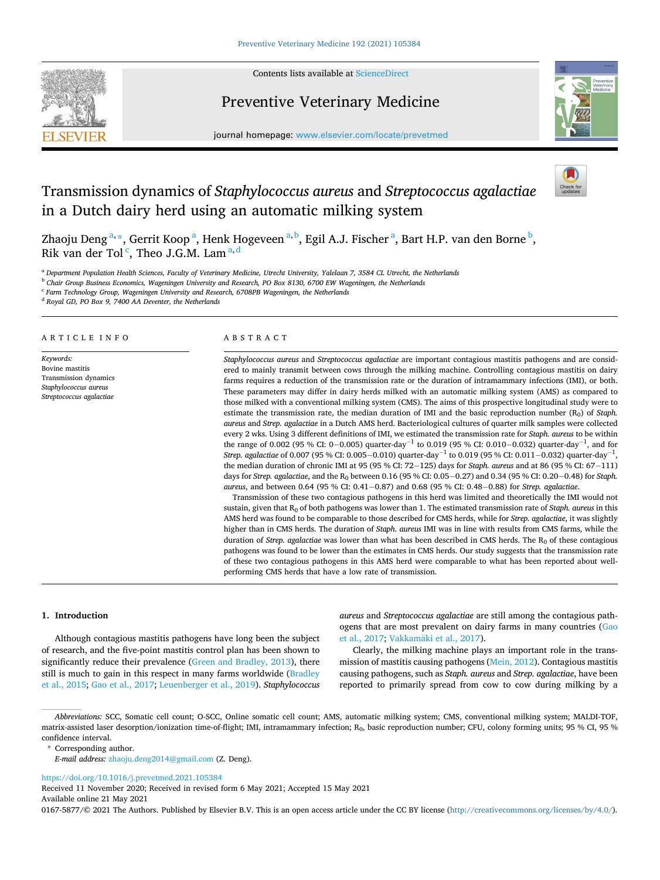# Transmission dynamics of *Staphylococcus aureus* and *Streptococcus agalactiae* in a Dutch dairy herd using an automatic milking system

Zhaoju Deng [a,*], Gerrit Koop [a], Henk Hogeveen [a,b], Egil A.J. Fischer [a], Bart H.P. van den Borne [b], Rik van der Tol [c], Theo J.G.M. Lam [a,d]

[a] Department Population Health Sciences, Faculty of Veterinary Medicine, Utrecht University, Yalelaan 7, 3584 CL Utrecht, the Netherlands
[b] Chair Group Business Economics, Wageningen University and Research, PO Box 8130, 6700 EW Wageningen, the Netherlands
[c] Farm Technology Group, Wageningen University and Research, 6708PB Wageningen, the Netherlands
[d] Royal GD, PO Box 9, 7400 AA Deventer, the Netherlands

## ARTICLE INFO

*Keywords:*
Bovine mastitis
Transmission dynamics
*Staphylococcus aureus*
*Streptococcus agalactiae*

## ABSTRACT

*Staphylococcus aureus* and *Streptococcus agalactiae* are important contagious mastitis pathogens and are considered to mainly transmit between cows through the milking machine. Controlling contagious mastitis on dairy farms requires a reduction of the transmission rate or the duration of intramammary infections (IMI), or both. These parameters may differ in dairy herds milked with an automatic milking system (AMS) as compared to those milked with a conventional milking system (CMS). The aims of this prospective longitudinal study were to estimate the transmission rate, the median duration of IMI and the basic reproduction number ($R_0$) of *Staph. aureus* and *Strep. agalactiae* in a Dutch AMS herd. Bacteriological cultures of quarter milk samples were collected every 2 wks. Using 3 different definitions of IMI, we estimated the transmission rate for *Staph. aureus* to be within the range of 0.002 (95 % CI: 0−0.005) quarter-day$^{-1}$ to 0.019 (95 % CI: 0.010−0.032) quarter-day$^{-1}$, and for *Strep. agalactiae* of 0.007 (95 % CI: 0.005−0.010) quarter-day$^{-1}$ to 0.019 (95 % CI: 0.011−0.032) quarter-day$^{-1}$, the median duration of chronic IMI at 95 (95 % CI: 72−125) days for *Staph. aureus* and at 86 (95 % CI: 67−111) days for *Strep. agalactiae*, and the $R_0$ between 0.16 (95 % CI: 0.05−0.27) and 0.34 (95 % CI: 0.20−0.48) for *Staph. aureus*, and between 0.64 (95 % CI: 0.41−0.87) and 0.68 (95 % CI: 0.48−0.88) for *Strep. agalactiae*.

Transmission of these two contagious pathogens in this herd was limited and theoretically the IMI would not sustain, given that $R_0$ of both pathogens was lower than 1. The estimated transmission rate of *Staph. aureus* in this AMS herd was found to be comparable to those described for CMS herds, while for *Strep. agalactiae*, it was slightly higher than in CMS herds. The duration of *Staph. aureus* IMI was in line with results from CMS farms, while the duration of *Strep. agalactiae* was lower than what has been described in CMS herds. The $R_0$ of these contagious pathogens was found to be lower than the estimates in CMS herds. Our study suggests that the transmission rate of these two contagious pathogens in this AMS herd were comparable to what has been reported about well-performing CMS herds that have a low rate of transmission.

## 1. Introduction

Although contagious mastitis pathogens have long been the subject of research, and the five-point mastitis control plan has been shown to significantly reduce their prevalence (Green and Bradley, 2013), there still is much to gain in this respect in many farms worldwide (Bradley et al., 2015; Gao et al., 2017; Leuenberger et al., 2019). *Staphylococcus aureus* and *Streptococcus agalactiae* are still among the contagious pathogens that are most prevalent on dairy farms in many countries (Gao et al., 2017; Vakkamäki et al., 2017).

Clearly, the milking machine plays an important role in the transmission of mastitis causing pathogens (Mein, 2012). Contagious mastitis causing pathogens, such as *Staph. aureus* and *Strep. agalactiae*, have been reported to primarily spread from cow to cow during milking by a

---

*Abbreviations:* SCC, Somatic cell count; O-SCC, Online somatic cell count; AMS, automatic milking system; CMS, conventional milking system; MALDI-TOF, matrix-assisted laser desorption/ionization time-of-flight; IMI, intramammary infection; $R_0$, basic reproduction number; CFU, colony forming units; 95 % CI, 95 % confidence interval.

\* Corresponding author.
*E-mail address:* zhaoju.deng2014@gmail.com (Z. Deng).

https://doi.org/10.1016/j.prevetmed.2021.105384
Received 11 November 2020; Received in revised form 6 May 2021; Accepted 15 May 2021
Available online 21 May 2021
0167-5877/© 2021 The Authors. Published by Elsevier B.V. This is an open access article under the CC BY license (http://creativecommons.org/licenses/by/4.0/).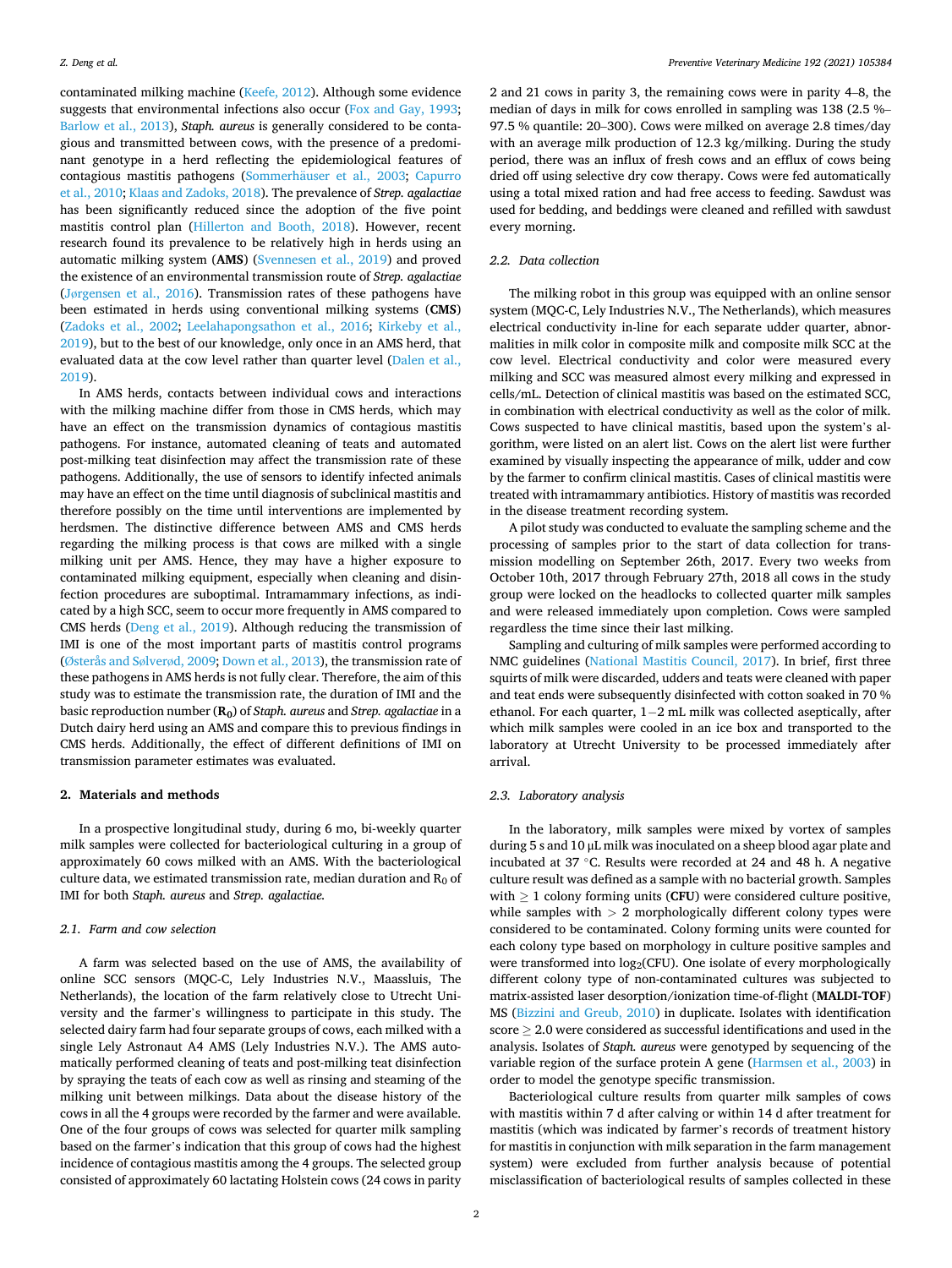contaminated milking machine (Keefe, 2012). Although some evidence suggests that environmental infections also occur (Fox and Gay, 1993; Barlow et al., 2013), *Staph. aureus* is generally considered to be contagious and transmitted between cows, with the presence of a predominant genotype in a herd reflecting the epidemiological features of contagious mastitis pathogens (Sommerhäuser et al., 2003; Capurro et al., 2010; Klaas and Zadoks, 2018). The prevalence of *Strep. agalactiae* has been significantly reduced since the adoption of the five point mastitis control plan (Hillerton and Booth, 2018). However, recent research found its prevalence to be relatively high in herds using an automatic milking system (**AMS**) (Svennesen et al., 2019) and proved the existence of an environmental transmission route of *Strep. agalactiae* (Jørgensen et al., 2016). Transmission rates of these pathogens have been estimated in herds using conventional milking systems (**CMS**) (Zadoks et al., 2002; Leelahapongsathon et al., 2016; Kirkeby et al., 2019), but to the best of our knowledge, only once in an AMS herd, that evaluated data at the cow level rather than quarter level (Dalen et al., 2019).

In AMS herds, contacts between individual cows and interactions with the milking machine differ from those in CMS herds, which may have an effect on the transmission dynamics of contagious mastitis pathogens. For instance, automated cleaning of teats and automated post-milking teat disinfection may affect the transmission rate of these pathogens. Additionally, the use of sensors to identify infected animals may have an effect on the time until diagnosis of subclinical mastitis and therefore possibly on the time until interventions are implemented by herdsmen. The distinctive difference between AMS and CMS herds regarding the milking process is that cows are milked with a single milking unit per AMS. Hence, they may have a higher exposure to contaminated milking equipment, especially when cleaning and disinfection procedures are suboptimal. Intramammary infections, as indicated by a high SCC, seem to occur more frequently in AMS compared to CMS herds (Deng et al., 2019). Although reducing the transmission of IMI is one of the most important parts of mastitis control programs (Østerås and Sølverød, 2009; Down et al., 2013), the transmission rate of these pathogens in AMS herds is not fully clear. Therefore, the aim of this study was to estimate the transmission rate, the duration of IMI and the basic reproduction number (**$R_0$**) of *Staph. aureus* and *Strep. agalactiae* in a Dutch dairy herd using an AMS and compare this to previous findings in CMS herds. Additionally, the effect of different definitions of IMI on transmission parameter estimates was evaluated.

## 2. Materials and methods

In a prospective longitudinal study, during 6 mo, bi-weekly quarter milk samples were collected for bacteriological culturing in a group of approximately 60 cows milked with an AMS. With the bacteriological culture data, we estimated transmission rate, median duration and $R_0$ of IMI for both *Staph. aureus* and *Strep. agalactiae.*

### 2.1. Farm and cow selection

A farm was selected based on the use of AMS, the availability of online SCC sensors (MQC-C, Lely Industries N.V., Maassluis, The Netherlands), the location of the farm relatively close to Utrecht University and the farmer's willingness to participate in this study. The selected dairy farm had four separate groups of cows, each milked with a single Lely Astronaut A4 AMS (Lely Industries N.V.). The AMS automatically performed cleaning of teats and post-milking teat disinfection by spraying the teats of each cow as well as rinsing and steaming of the milking unit between milkings. Data about the disease history of the cows in all the 4 groups were recorded by the farmer and were available. One of the four groups of cows was selected for quarter milk sampling based on the farmer's indication that this group of cows had the highest incidence of contagious mastitis among the 4 groups. The selected group consisted of approximately 60 lactating Holstein cows (24 cows in parity 2 and 21 cows in parity 3, the remaining cows were in parity 4–8, the median of days in milk for cows enrolled in sampling was 138 (2.5 %–97.5 % quantile: 20–300). Cows were milked on average 2.8 times/day with an average milk production of 12.3 kg/milking. During the study period, there was an influx of fresh cows and an efflux of cows being dried off using selective dry cow therapy. Cows were fed automatically using a total mixed ration and had free access to feeding. Sawdust was used for bedding, and beddings were cleaned and refilled with sawdust every morning.

### 2.2. Data collection

The milking robot in this group was equipped with an online sensor system (MQC-C, Lely Industries N.V., The Netherlands), which measures electrical conductivity in-line for each separate udder quarter, abnormalities in milk color in composite milk and composite milk SCC at the cow level. Electrical conductivity and color were measured every milking and SCC was measured almost every milking and expressed in cells/mL. Detection of clinical mastitis was based on the estimated SCC, in combination with electrical conductivity as well as the color of milk. Cows suspected to have clinical mastitis, based upon the system's algorithm, were listed on an alert list. Cows on the alert list were further examined by visually inspecting the appearance of milk, udder and cow by the farmer to confirm clinical mastitis. Cases of clinical mastitis were treated with intramammary antibiotics. History of mastitis was recorded in the disease treatment recording system.

A pilot study was conducted to evaluate the sampling scheme and the processing of samples prior to the start of data collection for transmission modelling on September 26th, 2017. Every two weeks from October 10th, 2017 through February 27th, 2018 all cows in the study group were locked on the headlocks to collected quarter milk samples and were released immediately upon completion. Cows were sampled regardless the time since their last milking.

Sampling and culturing of milk samples were performed according to NMC guidelines (National Mastitis Council, 2017). In brief, first three squirts of milk were discarded, udders and teats were cleaned with paper and teat ends were subsequently disinfected with cotton soaked in 70 % ethanol. For each quarter, 1−2 mL milk was collected aseptically, after which milk samples were cooled in an ice box and transported to the laboratory at Utrecht University to be processed immediately after arrival.

### 2.3. Laboratory analysis

In the laboratory, milk samples were mixed by vortex of samples during 5 s and 10 μL milk was inoculated on a sheep blood agar plate and incubated at 37 °C. Results were recorded at 24 and 48 h. A negative culture result was defined as a sample with no bacterial growth. Samples with ≥ 1 colony forming units (**CFU**) were considered culture positive, while samples with > 2 morphologically different colony types were considered to be contaminated. Colony forming units were counted for each colony type based on morphology in culture positive samples and were transformed into $\log_2$(CFU). One isolate of every morphologically different colony type of non-contaminated cultures was subjected to matrix-assisted laser desorption/ionization time-of-flight (**MALDI-TOF**) MS (Bizzini and Greub, 2010) in duplicate. Isolates with identification score ≥ 2.0 were considered as successful identifications and used in the analysis. Isolates of *Staph. aureus* were genotyped by sequencing of the variable region of the surface protein A gene (Harmsen et al., 2003) in order to model the genotype specific transmission.

Bacteriological culture results from quarter milk samples of cows with mastitis within 7 d after calving or within 14 d after treatment for mastitis (which was indicated by farmer's records of treatment history for mastitis in conjunction with milk separation in the farm management system) were excluded from further analysis because of potential misclassification of bacteriological results of samples collected in these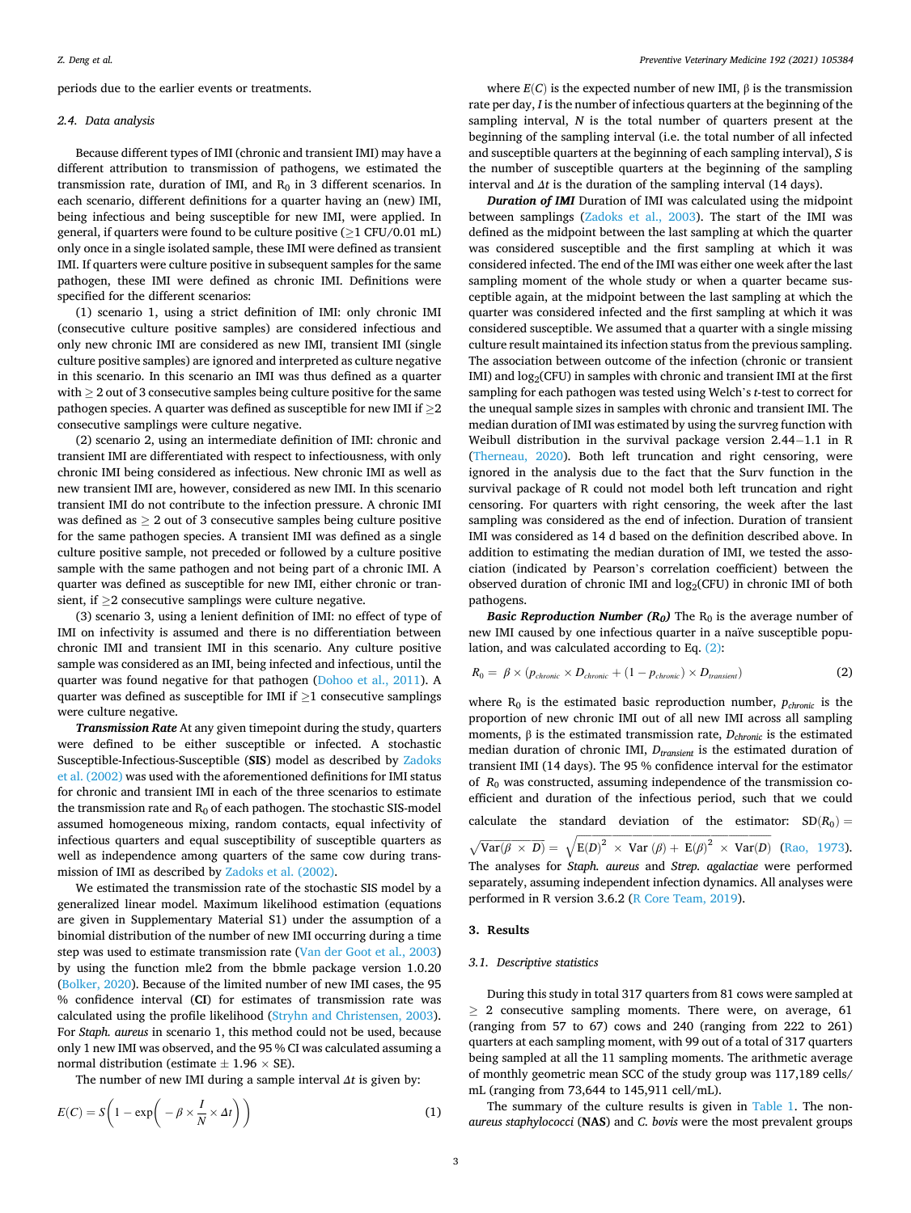periods due to the earlier events or treatments.

### 2.4. Data analysis

Because different types of IMI (chronic and transient IMI) may have a different attribution to transmission of pathogens, we estimated the transmission rate, duration of IMI, and $R_0$ in 3 different scenarios. In each scenario, different definitions for a quarter having an (new) IMI, being infectious and being susceptible for new IMI, were applied. In general, if quarters were found to be culture positive (≥1 CFU/0.01 mL) only once in a single isolated sample, these IMI were defined as transient IMI. If quarters were culture positive in subsequent samples for the same pathogen, these IMI were defined as chronic IMI. Definitions were specified for the different scenarios:

(1) scenario 1, using a strict definition of IMI: only chronic IMI (consecutive culture positive samples) are considered infectious and only new chronic IMI are considered as new IMI, transient IMI (single culture positive samples) are ignored and interpreted as culture negative in this scenario. In this scenario an IMI was thus defined as a quarter with ≥ 2 out of 3 consecutive samples being culture positive for the same pathogen species. A quarter was defined as susceptible for new IMI if ≥2 consecutive samplings were culture negative.

(2) scenario 2, using an intermediate definition of IMI: chronic and transient IMI are differentiated with respect to infectiousness, with only chronic IMI being considered as infectious. New chronic IMI as well as new transient IMI are, however, considered as new IMI. In this scenario transient IMI do not contribute to the infection pressure. A chronic IMI was defined as ≥ 2 out of 3 consecutive samples being culture positive for the same pathogen species. A transient IMI was defined as a single culture positive sample, not preceded or followed by a culture positive sample with the same pathogen and not being part of a chronic IMI. A quarter was defined as susceptible for new IMI, either chronic or transient, if ≥2 consecutive samplings were culture negative.

(3) scenario 3, using a lenient definition of IMI: no effect of type of IMI on infectivity is assumed and there is no differentiation between chronic IMI and transient IMI in this scenario. Any culture positive sample was considered as an IMI, being infected and infectious, until the quarter was found negative for that pathogen (Dohoo et al., 2011). A quarter was defined as susceptible for IMI if ≥1 consecutive samplings were culture negative.

***Transmission Rate*** At any given timepoint during the study, quarters were defined to be either susceptible or infected. A stochastic Susceptible-Infectious-Susceptible (**SIS**) model as described by Zadoks et al. (2002) was used with the aforementioned definitions for IMI status for chronic and transient IMI in each of the three scenarios to estimate the transmission rate and $R_0$ of each pathogen. The stochastic SIS-model assumed homogeneous mixing, random contacts, equal infectivity of infectious quarters and equal susceptibility of susceptible quarters as well as independence among quarters of the same cow during transmission of IMI as described by Zadoks et al. (2002).

We estimated the transmission rate of the stochastic SIS model by a generalized linear model. Maximum likelihood estimation (equations are given in Supplementary Material S1) under the assumption of a binomial distribution of the number of new IMI occurring during a time step was used to estimate transmission rate (Van der Goot et al., 2003) by using the function mle2 from the bbmle package version 1.0.20 (Bolker, 2020). Because of the limited number of new IMI cases, the 95 % confidence interval (**CI**) for estimates of transmission rate was calculated using the profile likelihood (Stryhn and Christensen, 2003). For *Staph. aureus* in scenario 1, this method could not be used, because only 1 new IMI was observed, and the 95 % CI was calculated assuming a normal distribution (estimate ± 1.96 × SE).

The number of new IMI during a sample interval $\Delta t$ is given by:

$$E(C) = S\left(1 - \exp\left(-\beta \times \frac{I}{N} \times \Delta t\right)\right) \tag{1}$$

where $E(C)$ is the expected number of new IMI, β is the transmission rate per day, $I$ is the number of infectious quarters at the beginning of the sampling interval, $N$ is the total number of quarters present at the beginning of the sampling interval (i.e. the total number of all infected and susceptible quarters at the beginning of each sampling interval), $S$ is the number of susceptible quarters at the beginning of the sampling interval and $\Delta t$ is the duration of the sampling interval (14 days).

***Duration of IMI*** Duration of IMI was calculated using the midpoint between samplings (Zadoks et al., 2003). The start of the IMI was defined as the midpoint between the last sampling at which the quarter was considered susceptible and the first sampling at which it was considered infected. The end of the IMI was either one week after the last sampling moment of the whole study or when a quarter became susceptible again, at the midpoint between the last sampling at which the quarter was considered infected and the first sampling at which it was considered susceptible. We assumed that a quarter with a single missing culture result maintained its infection status from the previous sampling. The association between outcome of the infection (chronic or transient IMI) and $\log_2$(CFU) in samples with chronic and transient IMI at the first sampling for each pathogen was tested using Welch's *t*-test to correct for the unequal sample sizes in samples with chronic and transient IMI. The median duration of IMI was estimated by using the survreg function with Weibull distribution in the survival package version 2.44−1.1 in R (Therneau, 2020). Both left truncation and right censoring, were ignored in the analysis due to the fact that the Surv function in the survival package of R could not model both left truncation and right censoring. For quarters with right censoring, the week after the last sampling was considered as the end of infection. Duration of transient IMI was considered as 14 d based on the definition described above. In addition to estimating the median duration of IMI, we tested the association (indicated by Pearson's correlation coefficient) between the observed duration of chronic IMI and $\log_2$(CFU) in chronic IMI of both pathogens.

***Basic Reproduction Number ($R_0$)*** The $R_0$ is the average number of new IMI caused by one infectious quarter in a naïve susceptible population, and was calculated according to Eq. (2):

$$R_0 = \beta \times \left(p_{chronic} \times D_{chronic} + (1 - p_{chronic}) \times D_{transient}\right) \tag{2}$$

where $R_0$ is the estimated basic reproduction number, $p_{chronic}$ is the proportion of new chronic IMI out of all new IMI across all sampling moments, β is the estimated transmission rate, $D_{chronic}$ is the estimated median duration of chronic IMI, $D_{transient}$ is the estimated duration of transient IMI (14 days). The 95 % confidence interval for the estimator of $R_0$ was constructed, assuming independence of the transmission coefficient and duration of the infectious period, such that we could calculate the standard deviation of the estimator: $\mathrm{SD}(R_0) = \sqrt{\mathrm{Var}(\beta \times D)} = \sqrt{\mathrm{E}(D)^2 \times \mathrm{Var}(\beta) + \mathrm{E}(\beta)^2 \times \mathrm{Var}(D)}$ (Rao, 1973). The analyses for *Staph. aureus* and *Strep. agalactiae* were performed separately, assuming independent infection dynamics. All analyses were performed in R version 3.6.2 (R Core Team, 2019).

## 3. Results

### 3.1. Descriptive statistics

During this study in total 317 quarters from 81 cows were sampled at ≥ 2 consecutive sampling moments. There were, on average, 61 (ranging from 57 to 67) cows and 240 (ranging from 222 to 261) quarters at each sampling moment, with 99 out of a total of 317 quarters being sampled at all the 11 sampling moments. The arithmetic average of monthly geometric mean SCC of the study group was 117,189 cells/mL (ranging from 73,644 to 145,911 cell/mL).

The summary of the culture results is given in Table 1. The non-*aureus staphylococci* (**NAS**) and *C. bovis* were the most prevalent groups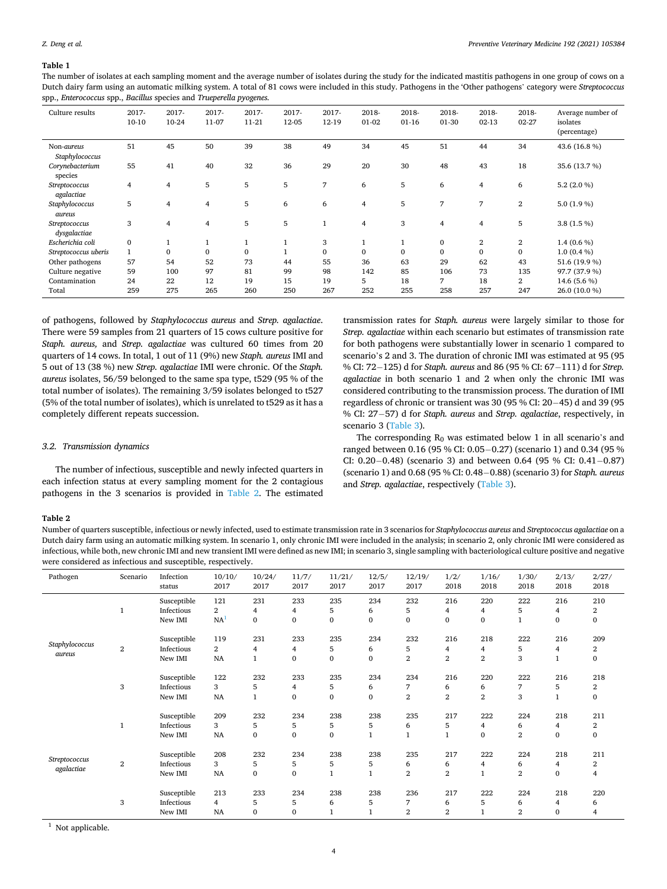**Table 1**

The number of isolates at each sampling moment and the average number of isolates during the study for the indicated mastitis pathogens in one group of cows on a Dutch dairy farm using an automatic milking system. A total of 81 cows were included in this study. Pathogens in the 'Other pathogens' category were *Streptococcus* spp., *Enterococcus* spp., *Bacillus* species and *Trueperella pyogenes*.

| Culture results | 2017-10-10 | 2017-10-24 | 2017-11-07 | 2017-11-21 | 2017-12-05 | 2017-12-19 | 2018-01-02 | 2018-01-16 | 2018-01-30 | 2018-02-13 | 2018-02-27 | Average number of isolates (percentage) |
|---|---|---|---|---|---|---|---|---|---|---|---|---|
| Non-*aureus Staphylococcus* | 51 | 45 | 50 | 39 | 38 | 49 | 34 | 45 | 51 | 44 | 34 | 43.6 (16.8 %) |
| *Corynebacterium* species | 55 | 41 | 40 | 32 | 36 | 29 | 20 | 30 | 48 | 43 | 18 | 35.6 (13.7 %) |
| *Streptococcus agalactiae* | 4 | 4 | 5 | 5 | 5 | 7 | 6 | 5 | 6 | 4 | 6 | 5.2 (2.0 %) |
| *Staphylococcus aureus* | 5 | 4 | 4 | 5 | 6 | 6 | 4 | 5 | 7 | 7 | 2 | 5.0 (1.9 %) |
| *Streptococcus dysgalactiae* | 3 | 4 | 4 | 5 | 5 | 1 | 4 | 3 | 4 | 4 | 5 | 3.8 (1.5 %) |
| *Escherichia coli* | 0 | 1 | 1 | 1 | 1 | 3 | 1 | 1 | 0 | 2 | 2 | 1.4 (0.6 %) |
| *Streptococcus uberis* | 1 | 0 | 0 | 0 | 1 | 0 | 0 | 0 | 0 | 0 | 0 | 1.0 (0.4 %) |
| Other pathogens | 57 | 54 | 52 | 73 | 44 | 55 | 36 | 63 | 29 | 62 | 43 | 51.6 (19.9 %) |
| Culture negative | 59 | 100 | 97 | 81 | 99 | 98 | 142 | 85 | 106 | 73 | 135 | 97.7 (37.9 %) |
| Contamination | 24 | 22 | 12 | 19 | 15 | 19 | 5 | 18 | 7 | 18 | 2 | 14.6 (5.6 %) |
| Total | 259 | 275 | 265 | 260 | 250 | 267 | 252 | 255 | 258 | 257 | 247 | 26.0 (10.0 %) |

of pathogens, followed by *Staphylococcus aureus* and *Strep. agalactiae*. There were 59 samples from 21 quarters of 15 cows culture positive for *Staph. aureus,* and *Strep. agalactiae* was cultured 60 times from 20 quarters of 14 cows. In total, 1 out of 11 (9%) new *Staph. aureus* IMI and 5 out of 13 (38 %) new *Strep. agalactiae* IMI were chronic. Of the *Staph. aureus* isolates, 56/59 belonged to the same spa type, t529 (95 % of the total number of isolates). The remaining 3/59 isolates belonged to t527 (5% of the total number of isolates), which is unrelated to t529 as it has a completely different repeats succession.

### 3.2. Transmission dynamics

The number of infectious, susceptible and newly infected quarters in each infection status at every sampling moment for the 2 contagious pathogens in the 3 scenarios is provided in Table 2. The estimated transmission rates for *Staph. aureus* were largely similar to those for *Strep. agalactiae* within each scenario but estimates of transmission rate for both pathogens were substantially lower in scenario 1 compared to scenario's 2 and 3. The duration of chronic IMI was estimated at 95 (95 % CI: 72−125) d for *Staph. aureus* and 86 (95 % CI: 67−111) d for *Strep. agalactiae* in both scenario 1 and 2 when only the chronic IMI was considered contributing to the transmission process. The duration of IMI regardless of chronic or transient was 30 (95 % CI: 20−45) d and 39 (95 % CI: 27−57) d for *Staph. aureus* and *Strep. agalactiae*, respectively, in scenario 3 (Table 3).

The corresponding $R_0$ was estimated below 1 in all scenario's and ranged between 0.16 (95 % CI: 0.05−0.27) (scenario 1) and 0.34 (95 % CI: 0.20−0.48) (scenario 3) and between 0.64 (95 % CI: 0.41−0.87) (scenario 1) and 0.68 (95 % CI: 0.48−0.88) (scenario 3) for *Staph. aureus* and *Strep. agalactiae*, respectively (Table 3).

**Table 2**

Number of quarters susceptible, infectious or newly infected, used to estimate transmission rate in 3 scenarios for *Staphylococcus aureus* and *Streptococcus agalactiae* on a Dutch dairy farm using an automatic milking system. In scenario 1, only chronic IMI were included in the analysis; in scenario 2, only chronic IMI were considered as infectious, while both, new chronic IMI and new transient IMI were defined as new IMI; in scenario 3, single sampling with bacteriological culture positive and negative were considered as infectious and susceptible, respectively.

| Pathogen | Scenario | Infection status | 10/10/2017 | 10/24/2017 | 11/7/2017 | 11/21/2017 | 12/5/2017 | 12/19/2017 | 1/2/2018 | 1/16/2018 | 1/30/2018 | 2/13/2018 | 2/27/2018 |
|---|---|---|---|---|---|---|---|---|---|---|---|---|---|
| *Staphylococcus aureus* | 1 | Susceptible | 121 | 231 | 233 | 235 | 234 | 232 | 216 | 220 | 222 | 216 | 210 |
| | | Infectious | 2 | 4 | 4 | 5 | 6 | 5 | 4 | 4 | 5 | 4 | 2 |
| | | New IMI | NA[1] | 0 | 0 | 0 | 0 | 0 | 0 | 0 | 1 | 0 | 0 |
| | 2 | Susceptible | 119 | 231 | 233 | 235 | 234 | 232 | 216 | 218 | 222 | 216 | 209 |
| | | Infectious | 2 | 4 | 4 | 5 | 6 | 5 | 4 | 4 | 5 | 4 | 2 |
| | | New IMI | NA | 1 | 0 | 0 | 0 | 2 | 2 | 2 | 3 | 1 | 0 |
| | 3 | Susceptible | 122 | 232 | 233 | 235 | 234 | 234 | 216 | 220 | 222 | 216 | 218 |
| | | Infectious | 3 | 5 | 4 | 5 | 6 | 7 | 6 | 6 | 7 | 5 | 2 |
| | | New IMI | NA | 1 | 0 | 0 | 0 | 2 | 2 | 2 | 3 | 1 | 0 |
| *Streptococcus agalactiae* | 1 | Susceptible | 209 | 232 | 234 | 238 | 238 | 235 | 217 | 222 | 224 | 218 | 211 |
| | | Infectious | 3 | 5 | 5 | 5 | 5 | 6 | 5 | 4 | 6 | 4 | 2 |
| | | New IMI | NA | 0 | 0 | 0 | 1 | 1 | 1 | 0 | 2 | 0 | 0 |
| | 2 | Susceptible | 208 | 232 | 234 | 238 | 238 | 235 | 217 | 222 | 224 | 218 | 211 |
| | | Infectious | 3 | 5 | 5 | 5 | 5 | 6 | 6 | 4 | 6 | 4 | 2 |
| | | New IMI | NA | 0 | 0 | 1 | 1 | 2 | 2 | 1 | 2 | 0 | 4 |
| | 3 | Susceptible | 213 | 233 | 234 | 238 | 238 | 236 | 217 | 222 | 224 | 218 | 220 |
| | | Infectious | 4 | 5 | 5 | 6 | 5 | 7 | 6 | 5 | 6 | 4 | 6 |
| | | New IMI | NA | 0 | 0 | 1 | 1 | 2 | 2 | 1 | 2 | 0 | 4 |

[1] Not applicable.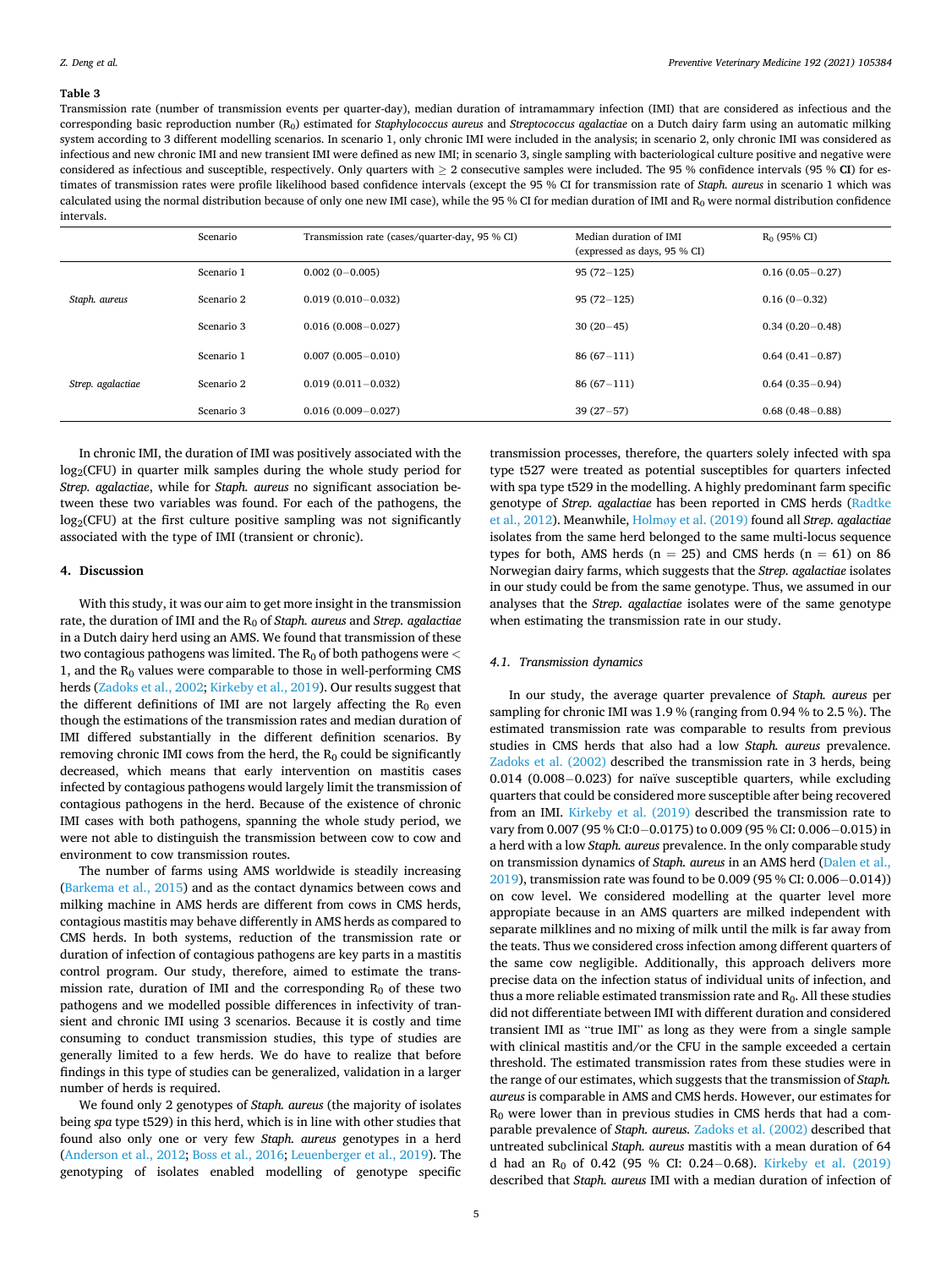**Table 3**

Transmission rate (number of transmission events per quarter-day), median duration of intramammary infection (IMI) that are considered as infectious and the corresponding basic reproduction number ($R_0$) estimated for *Staphylococcus aureus* and *Streptococcus agalactiae* on a Dutch dairy farm using an automatic milking system according to 3 different modelling scenarios. In scenario 1, only chronic IMI were included in the analysis; in scenario 2, only chronic IMI was considered as infectious and new chronic IMI and new transient IMI were defined as new IMI; in scenario 3, single sampling with bacteriological culture positive and negative were considered as infectious and susceptible, respectively. Only quarters with ≥ 2 consecutive samples were included. The 95 % confidence intervals (95 % **CI**) for estimates of transmission rates were profile likelihood based confidence intervals (except the 95 % CI for transmission rate of *Staph. aureus* in scenario 1 which was calculated using the normal distribution because of only one new IMI case), while the 95 % CI for median duration of IMI and $R_0$ were normal distribution confidence intervals.

| | Scenario | Transmission rate (cases/quarter-day, 95 % CI) | Median duration of IMI (expressed as days, 95 % CI) | $R_0$ (95% CI) |
|---|---|---|---|---|
| *Staph. aureus* | Scenario 1 | 0.002 (0−0.005) | 95 (72−125) | 0.16 (0.05−0.27) |
| | Scenario 2 | 0.019 (0.010−0.032) | 95 (72−125) | 0.16 (0−0.32) |
| | Scenario 3 | 0.016 (0.008−0.027) | 30 (20−45) | 0.34 (0.20−0.48) |
| *Strep. agalactiae* | Scenario 1 | 0.007 (0.005−0.010) | 86 (67−111) | 0.64 (0.41−0.87) |
| | Scenario 2 | 0.019 (0.011−0.032) | 86 (67−111) | 0.64 (0.35−0.94) |
| | Scenario 3 | 0.016 (0.009−0.027) | 39 (27−57) | 0.68 (0.48−0.88) |

In chronic IMI, the duration of IMI was positively associated with the $\log_2$(CFU) in quarter milk samples during the whole study period for *Strep. agalactiae*, while for *Staph. aureus* no significant association between these two variables was found. For each of the pathogens, the $\log_2$(CFU) at the first culture positive sampling was not significantly associated with the type of IMI (transient or chronic).

## 4. Discussion

With this study, it was our aim to get more insight in the transmission rate, the duration of IMI and the $R_0$ of *Staph. aureus* and *Strep. agalactiae* in a Dutch dairy herd using an AMS. We found that transmission of these two contagious pathogens was limited. The $R_0$ of both pathogens were < 1, and the $R_0$ values were comparable to those in well-performing CMS herds (Zadoks et al., 2002; Kirkeby et al., 2019). Our results suggest that the different definitions of IMI are not largely affecting the $R_0$ even though the estimations of the transmission rates and median duration of IMI differed substantially in the different definition scenarios. By removing chronic IMI cows from the herd, the $R_0$ could be significantly decreased, which means that early intervention on mastitis cases infected by contagious pathogens would largely limit the transmission of contagious pathogens in the herd. Because of the existence of chronic IMI cases with both pathogens, spanning the whole study period, we were not able to distinguish the transmission between cow to cow and environment to cow transmission routes.

The number of farms using AMS worldwide is steadily increasing (Barkema et al., 2015) and as the contact dynamics between cows and milking machine in AMS herds are different from cows in CMS herds, contagious mastitis may behave differently in AMS herds as compared to CMS herds. In both systems, reduction of the transmission rate or duration of infection of contagious pathogens are key parts in a mastitis control program. Our study, therefore, aimed to estimate the transmission rate, duration of IMI and the corresponding $R_0$ of these two pathogens and we modelled possible differences in infectivity of transient and chronic IMI using 3 scenarios. Because it is costly and time consuming to conduct transmission studies, this type of studies are generally limited to a few herds. We do have to realize that before findings in this type of studies can be generalized, validation in a larger number of herds is required.

We found only 2 genotypes of *Staph. aureus* (the majority of isolates being *spa* type t529) in this herd, which is in line with other studies that found also only one or very few *Staph. aureus* genotypes in a herd (Anderson et al., 2012; Boss et al., 2016; Leuenberger et al., 2019). The genotyping of isolates enabled modelling of genotype specific transmission processes, therefore, the quarters solely infected with spa type t527 were treated as potential susceptibles for quarters infected with spa type t529 in the modelling. A highly predominant farm specific genotype of *Strep. agalactiae* has been reported in CMS herds (Radtke et al., 2012). Meanwhile, Holmøy et al. (2019) found all *Strep. agalactiae* isolates from the same herd belonged to the same multi-locus sequence types for both, AMS herds (n = 25) and CMS herds (n = 61) on 86 Norwegian dairy farms, which suggests that the *Strep. agalactiae* isolates in our study could be from the same genotype. Thus, we assumed in our analyses that the *Strep. agalactiae* isolates were of the same genotype when estimating the transmission rate in our study.

### 4.1. Transmission dynamics

In our study, the average quarter prevalence of *Staph. aureus* per sampling for chronic IMI was 1.9 % (ranging from 0.94 % to 2.5 %). The estimated transmission rate was comparable to results from previous studies in CMS herds that also had a low *Staph. aureus* prevalence. Zadoks et al. (2002) described the transmission rate in 3 herds, being 0.014 (0.008−0.023) for naïve susceptible quarters, while excluding quarters that could be considered more susceptible after being recovered from an IMI. Kirkeby et al. (2019) described the transmission rate to vary from 0.007 (95 % CI:0−0.0175) to 0.009 (95 % CI: 0.006−0.015) in a herd with a low *Staph. aureus* prevalence. In the only comparable study on transmission dynamics of *Staph. aureus* in an AMS herd (Dalen et al., 2019), transmission rate was found to be 0.009 (95 % CI: 0.006−0.014)) on cow level. We considered modelling at the quarter level more appropiate because in an AMS quarters are milked independent with separate milklines and no mixing of milk until the milk is far away from the teats. Thus we considered cross infection among different quarters of the same cow negligible. Additionally, this approach delivers more precise data on the infection status of individual units of infection, and thus a more reliable estimated transmission rate and $R_0$. All these studies did not differentiate between IMI with different duration and considered transient IMI as "true IMI" as long as they were from a single sample with clinical mastitis and/or the CFU in the sample exceeded a certain threshold. The estimated transmission rates from these studies were in the range of our estimates, which suggests that the transmission of *Staph. aureus* is comparable in AMS and CMS herds. However, our estimates for $R_0$ were lower than in previous studies in CMS herds that had a comparable prevalence of *Staph. aureus*. Zadoks et al. (2002) described that untreated subclinical *Staph. aureus* mastitis with a mean duration of 64 d had an $R_0$ of 0.42 (95 % CI: 0.24−0.68). Kirkeby et al. (2019) described that *Staph. aureus* IMI with a median duration of infection of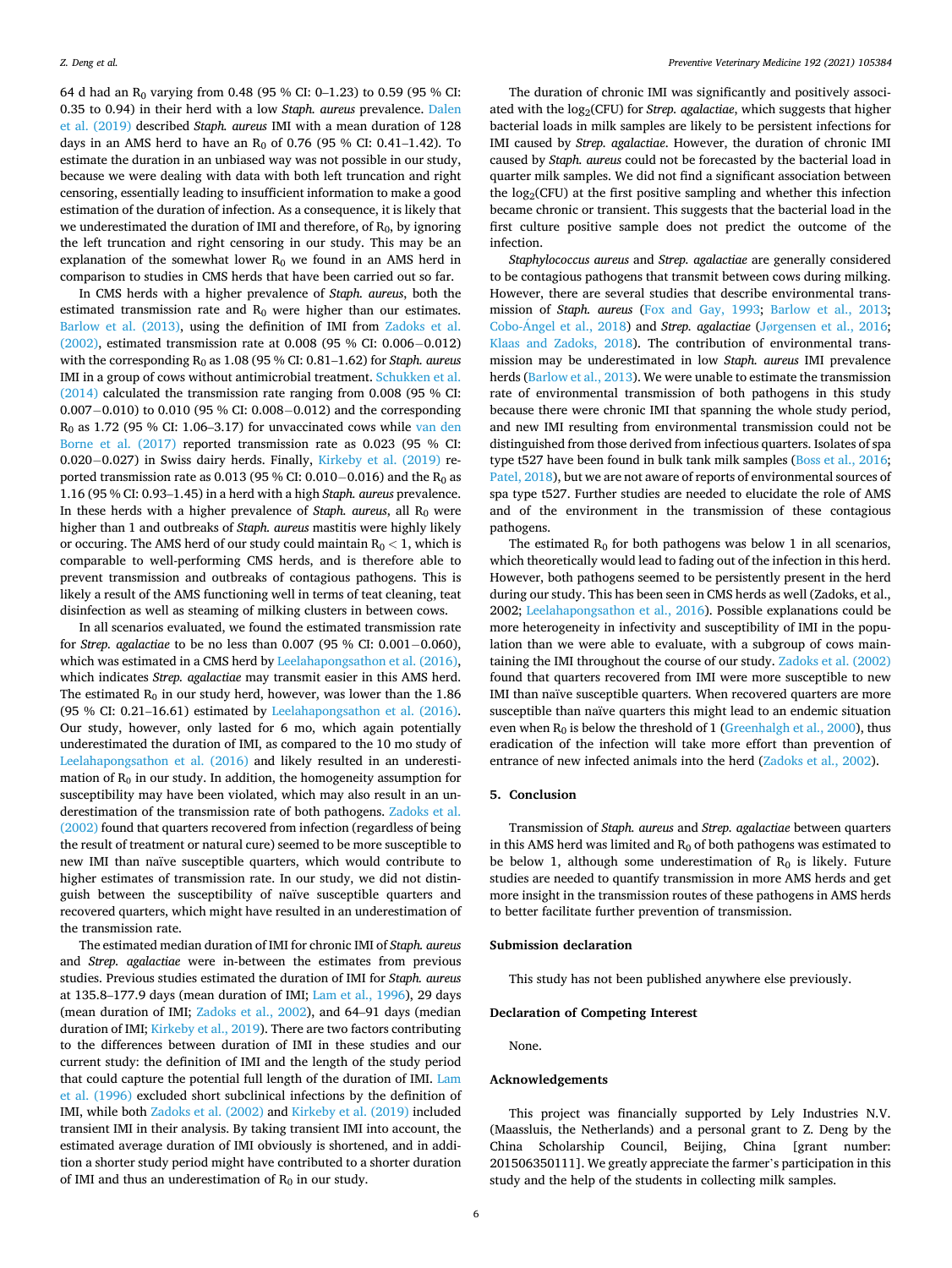64 d had an $R_0$ varying from 0.48 (95 % CI: 0–1.23) to 0.59 (95 % CI: 0.35 to 0.94) in their herd with a low *Staph. aureus* prevalence. Dalen et al. (2019) described *Staph. aureus* IMI with a mean duration of 128 days in an AMS herd to have an $R_0$ of 0.76 (95 % CI: 0.41–1.42). To estimate the duration in an unbiased way was not possible in our study, because we were dealing with data with both left truncation and right censoring, essentially leading to insufficient information to make a good estimation of the duration of infection. As a consequence, it is likely that we underestimated the duration of IMI and therefore, of $R_0$, by ignoring the left truncation and right censoring in our study. This may be an explanation of the somewhat lower $R_0$ we found in an AMS herd in comparison to studies in CMS herds that have been carried out so far.

In CMS herds with a higher prevalence of *Staph. aureus*, both the estimated transmission rate and $R_0$ were higher than our estimates. Barlow et al. (2013), using the definition of IMI from Zadoks et al. (2002), estimated transmission rate at 0.008 (95 % CI: 0.006−0.012) with the corresponding $R_0$ as 1.08 (95 % CI: 0.81–1.62) for *Staph. aureus* IMI in a group of cows without antimicrobial treatment. Schukken et al. (2014) calculated the transmission rate ranging from 0.008 (95 % CI: 0.007−0.010) to 0.010 (95 % CI: 0.008−0.012) and the corresponding $R_0$ as 1.72 (95 % CI: 1.06–3.17) for unvaccinated cows while van den Borne et al. (2017) reported transmission rate as 0.023 (95 % CI: 0.020−0.027) in Swiss dairy herds. Finally, Kirkeby et al. (2019) reported transmission rate as 0.013 (95 % CI: 0.010−0.016) and the $R_0$ as 1.16 (95 % CI: 0.93–1.45) in a herd with a high *Staph. aureus* prevalence. In these herds with a higher prevalence of *Staph. aureus*, all $R_0$ were higher than 1 and outbreaks of *Staph. aureus* mastitis were highly likely or occuring. The AMS herd of our study could maintain $R_0 < 1$, which is comparable to well-performing CMS herds, and is therefore able to prevent transmission and outbreaks of contagious pathogens. This is likely a result of the AMS functioning well in terms of teat cleaning, teat disinfection as well as steaming of milking clusters in between cows.

In all scenarios evaluated, we found the estimated transmission rate for *Strep. agalactiae* to be no less than 0.007 (95 % CI: 0.001−0.060), which was estimated in a CMS herd by Leelahapongsathon et al. (2016), which indicates *Strep. agalactiae* may transmit easier in this AMS herd. The estimated $R_0$ in our study herd, however, was lower than the 1.86 (95 % CI: 0.21–16.61) estimated by Leelahapongsathon et al. (2016). Our study, however, only lasted for 6 mo, which again potentially underestimated the duration of IMI, as compared to the 10 mo study of Leelahapongsathon et al. (2016) and likely resulted in an underestimation of $R_0$ in our study. In addition, the homogeneity assumption for susceptibility may have been violated, which may also result in an underestimation of the transmission rate of both pathogens. Zadoks et al. (2002) found that quarters recovered from infection (regardless of being the result of treatment or natural cure) seemed to be more susceptible to new IMI than naïve susceptible quarters, which would contribute to higher estimates of transmission rate. In our study, we did not distinguish between the susceptibility of naïve susceptible quarters and recovered quarters, which might have resulted in an underestimation of the transmission rate.

The estimated median duration of IMI for chronic IMI of *Staph. aureus* and *Strep. agalactiae* were in-between the estimates from previous studies. Previous studies estimated the duration of IMI for *Staph. aureus* at 135.8–177.9 days (mean duration of IMI; Lam et al., 1996), 29 days (mean duration of IMI; Zadoks et al., 2002), and 64–91 days (median duration of IMI; Kirkeby et al., 2019). There are two factors contributing to the differences between duration of IMI in these studies and our current study: the definition of IMI and the length of the study period that could capture the potential full length of the duration of IMI. Lam et al. (1996) excluded short subclinical infections by the definition of IMI, while both Zadoks et al. (2002) and Kirkeby et al. (2019) included transient IMI in their analysis. By taking transient IMI into account, the estimated average duration of IMI obviously is shortened, and in addition a shorter study period might have contributed to a shorter duration of IMI and thus an underestimation of $R_0$ in our study.

The duration of chronic IMI was significantly and positively associated with the $\log_2$(CFU) for *Strep. agalactiae*, which suggests that higher bacterial loads in milk samples are likely to be persistent infections for IMI caused by *Strep. agalactiae*. However, the duration of chronic IMI caused by *Staph. aureus* could not be forecasted by the bacterial load in quarter milk samples. We did not find a significant association between the $\log_2$(CFU) at the first positive sampling and whether this infection became chronic or transient. This suggests that the bacterial load in the first culture positive sample does not predict the outcome of the infection.

*Staphylococcus aureus* and *Strep. agalactiae* are generally considered to be contagious pathogens that transmit between cows during milking. However, there are several studies that describe environmental transmission of *Staph. aureus* (Fox and Gay, 1993; Barlow et al., 2013; Cobo-Ángel et al., 2018) and *Strep. agalactiae* (Jørgensen et al., 2016; Klaas and Zadoks, 2018). The contribution of environmental transmission may be underestimated in low *Staph. aureus* IMI prevalence herds (Barlow et al., 2013). We were unable to estimate the transmission rate of environmental transmission of both pathogens in this study because there were chronic IMI that spanning the whole study period, and new IMI resulting from environmental transmission could not be distinguished from those derived from infectious quarters. Isolates of spa type t527 have been found in bulk tank milk samples (Boss et al., 2016; Patel, 2018), but we are not aware of reports of environmental sources of spa type t527. Further studies are needed to elucidate the role of AMS and of the environment in the transmission of these contagious pathogens.

The estimated $R_0$ for both pathogens was below 1 in all scenarios, which theoretically would lead to fading out of the infection in this herd. However, both pathogens seemed to be persistently present in the herd during our study. This has been seen in CMS herds as well (Zadoks, et al., 2002; Leelahapongsathon et al., 2016). Possible explanations could be more heterogeneity in infectivity and susceptibility of IMI in the population than we were able to evaluate, with a subgroup of cows maintaining the IMI throughout the course of our study. Zadoks et al. (2002) found that quarters recovered from IMI were more susceptible to new IMI than naïve susceptible quarters. When recovered quarters are more susceptible than naïve quarters this might lead to an endemic situation even when $R_0$ is below the threshold of 1 (Greenhalgh et al., 2000), thus eradication of the infection will take more effort than prevention of entrance of new infected animals into the herd (Zadoks et al., 2002).

## 5. Conclusion

Transmission of *Staph. aureus* and *Strep. agalactiae* between quarters in this AMS herd was limited and $R_0$ of both pathogens was estimated to be below 1, although some underestimation of $R_0$ is likely. Future studies are needed to quantify transmission in more AMS herds and get more insight in the transmission routes of these pathogens in AMS herds to better facilitate further prevention of transmission.

## Submission declaration

This study has not been published anywhere else previously.

## Declaration of Competing Interest

None.

## Acknowledgements

This project was financially supported by Lely Industries N.V. (Maassluis, the Netherlands) and a personal grant to Z. Deng by the China Scholarship Council, Beijing, China [grant number: 201506350111]. We greatly appreciate the farmer's participation in this study and the help of the students in collecting milk samples.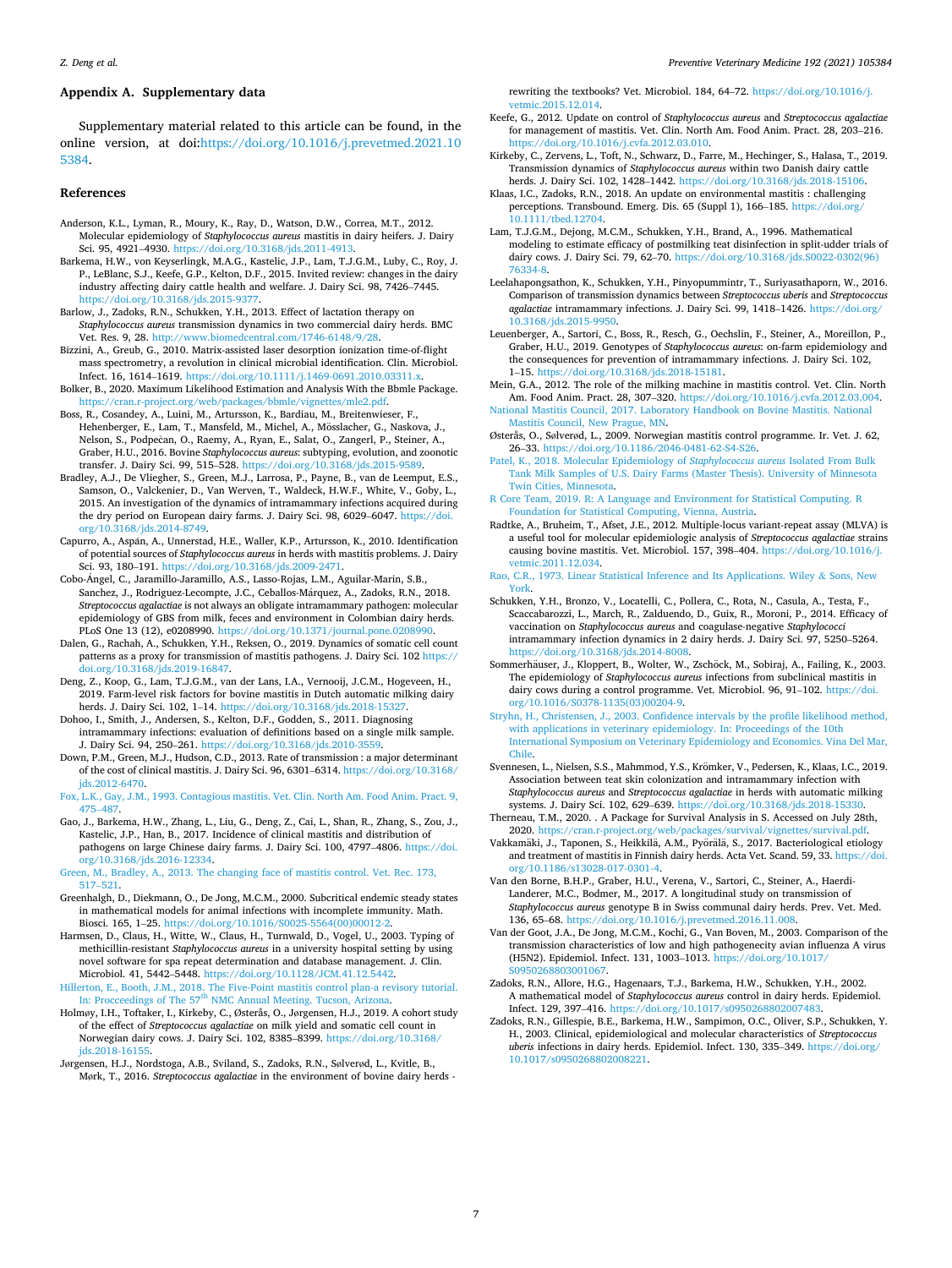## Appendix A. Supplementary data

Supplementary material related to this article can be found, in the online version, at doi:https://doi.org/10.1016/j.prevetmed.2021.105384.

## References

Anderson, K.L., Lyman, R., Moury, K., Ray, D., Watson, D.W., Correa, M.T., 2012. Molecular epidemiology of *Staphylococcus aureus* mastitis in dairy heifers. J. Dairy Sci. 95, 4921–4930. https://doi.org/10.3168/jds.2011-4913.

Barkema, H.W., von Keyserlingk, M.A.G., Kastelic, J.P., Lam, T.J.G.M., Luby, C., Roy, J. P., LeBlanc, S.J., Keefe, G.P., Kelton, D.F., 2015. Invited review: changes in the dairy industry affecting dairy cattle health and welfare. J. Dairy Sci. 98, 7426–7445. https://doi.org/10.3168/jds.2015-9377.

Barlow, J., Zadoks, R.N., Schukken, Y.H., 2013. Effect of lactation therapy on *Staphylococcus aureus* transmission dynamics in two commercial dairy herds. BMC Vet. Res. 9, 28. http://www.biomedcentral.com/1746-6148/9/28.

Bizzini, A., Greub, G., 2010. Matrix-assisted laser desorption ionization time-of-flight mass spectrometry, a revolution in clinical microbial identification. Clin. Microbiol. Infect. 16, 1614–1619. https://doi.org/10.1111/j.1469-0691.2010.03311.x.

Bolker, B., 2020. Maximum Likelihood Estimation and Analysis With the Bbmle Package. https://cran.r-project.org/web/packages/bbmle/vignettes/mle2.pdf.

Boss, R., Cosandey, A., Luini, M., Artursson, K., Bardiau, M., Breitenwieser, F., Hehenberger, E., Lam, T., Mansfeld, M., Michel, A., Mösslacher, G., Naskova, J., Nelson, S., Podpečan, O., Raemy, A., Ryan, E., Salat, O., Zangerl, P., Steiner, A., Graber, H.U., 2016. Bovine *Staphylococcus aureus*: subtyping, evolution, and zoonotic transfer. J. Dairy Sci. 99, 515–528. https://doi.org/10.3168/jds.2015-9589.

Bradley, A.J., De Vliegher, S., Green, M.J., Larrosa, P., Payne, B., van de Leemput, E.S., Samson, O., Valckenier, D., Van Werven, T., Waldeck, H.W.F., White, V., Goby, L., 2015. An investigation of the dynamics of intramammary infections acquired during the dry period on European dairy farms. J. Dairy Sci. 98, 6029–6047. https://doi.org/10.3168/jds.2014-8749.

Capurro, A., Aspán, A., Unnerstad, H.E., Waller, K.P., Artursson, K., 2010. Identification of potential sources of *Staphylococcus aureus* in herds with mastitis problems. J. Dairy Sci. 93, 180–191. https://doi.org/10.3168/jds.2009-2471.

Cobo-Ángel, C., Jaramillo-Jaramillo, A.S., Lasso-Rojas, L.M., Aguilar-Marin, S.B., Sanchez, J., Rodriguez-Lecompte, J.C., Ceballos-Márquez, A., Zadoks, R.N., 2018. *Streptococcus agalactiae* is not always an obligate intramammary pathogen: molecular epidemiology of GBS from milk, feces and environment in Colombian dairy herds. PLoS One 13 (12), e0208990. https://doi.org/10.1371/journal.pone.0208990.

Dalen, G., Rachah, A., Schukken, Y.H., Reksen, O., 2019. Dynamics of somatic cell count patterns as a proxy for transmission of mastitis pathogens. J. Dairy Sci. 102 https://doi.org/10.3168/jds.2019-16847.

Deng, Z., Koop, G., Lam, T.J.G.M., van der Lans, I.A., Vernooij, J.C.M., Hogeveen, H., 2019. Farm-level risk factors for bovine mastitis in Dutch automatic milking dairy herds. J. Dairy Sci. 102, 1–14. https://doi.org/10.3168/jds.2018-15327.

Dohoo, I., Smith, J., Andersen, S., Kelton, D.F., Godden, S., 2011. Diagnosing intramammary infections: evaluation of definitions based on a single milk sample. J. Dairy Sci. 94, 250–261. https://doi.org/10.3168/jds.2010-3559.

Down, P.M., Green, M.J., Hudson, C.D., 2013. Rate of transmission : a major determinant of the cost of clinical mastitis. J. Dairy Sci. 96, 6301–6314. https://doi.org/10.3168/jds.2012-6470.

Fox, L.K., Gay, J.M., 1993. Contagious mastitis. Vet. Clin. North Am. Food Anim. Pract. 9, 475–487.

Gao, J., Barkema, H.W., Zhang, L., Liu, G., Deng, Z., Cai, L., Shan, R., Zhang, S., Zou, J., Kastelic, J.P., Han, B., 2017. Incidence of clinical mastitis and distribution of pathogens on large Chinese dairy farms. J. Dairy Sci. 100, 4797–4806. https://doi.org/10.3168/jds.2016-12334.

Green, M., Bradley, A., 2013. The changing face of mastitis control. Vet. Rec. 173, 517–521.

Greenhalgh, D., Diekmann, O., De Jong, M.C.M., 2000. Subcritical endemic steady states in mathematical models for animal infections with incomplete immunity. Math. Biosci. 165, 1–25. https://doi.org/10.1016/S0025-5564(00)00012-2.

Harmsen, D., Claus, H., Witte, W., Claus, H., Turnwald, D., Vogel, U., 2003. Typing of methicillin-resistant *Staphylococcus aureus* in a university hospital setting by using novel software for spa repeat determination and database management. J. Clin. Microbiol. 41, 5442–5448. https://doi.org/10.1128/JCM.41.12.5442.

Hillerton, E., Booth, J.M., 2018. The Five-Point mastitis control plan-a revisory tutorial. In: Procceedings of The 57th NMC Annual Meeting. Tucson, Arizona.

Holmøy, I.H., Toftaker, I., Kirkeby, C., Østerås, O., Jørgensen, H.J., 2019. A cohort study of the effect of *Streptococcus agalactiae* on milk yield and somatic cell count in Norwegian dairy cows. J. Dairy Sci. 102, 8385–8399. https://doi.org/10.3168/jds.2018-16155.

Jørgensen, H.J., Nordstoga, A.B., Sviland, S., Zadoks, R.N., Sølverød, L., Kvitle, B., Mørk, T., 2016. *Streptococcus agalactiae* in the environment of bovine dairy herds - rewriting the textbooks? Vet. Microbiol. 184, 64–72. https://doi.org/10.1016/j.vetmic.2015.12.014.

Keefe, G., 2012. Update on control of *Staphylococcus aureus* and *Streptococcus agalactiae* for management of mastitis. Vet. Clin. North Am. Food Anim. Pract. 28, 203–216. https://doi.org/10.1016/j.cvfa.2012.03.010.

Kirkeby, C., Zervens, L., Toft, N., Schwarz, D., Farre, M., Hechinger, S., Halasa, T., 2019. Transmission dynamics of *Staphylococcus aureus* within two Danish dairy cattle herds. J. Dairy Sci. 102, 1428–1442. https://doi.org/10.3168/jds.2018-15106.

Klaas, I.C., Zadoks, R.N., 2018. An update on environmental mastitis : challenging perceptions. Transbound. Emerg. Dis. 65 (Suppl 1), 166–185. https://doi.org/10.1111/tbed.12704.

Lam, T.J.G.M., Dejong, M.C.M., Schukken, Y.H., Brand, A., 1996. Mathematical modeling to estimate efficacy of postmilking teat disinfection in split-udder trials of dairy cows. J. Dairy Sci. 79, 62–70. https://doi.org/10.3168/jds.S0022-0302(96)76334-8.

Leelahapongsathon, K., Schukken, Y.H., Pinyopummintr, T., Suriyasathaporn, W., 2016. Comparison of transmission dynamics between *Streptococcus uberis* and *Streptococcus agalactiae* intramammary infections. J. Dairy Sci. 99, 1418–1426. https://doi.org/10.3168/jds.2015-9950.

Leuenberger, A., Sartori, C., Boss, R., Resch, G., Oechslin, F., Steiner, A., Moreillon, P., Graber, H.U., 2019. Genotypes of *Staphylococcus aureus*: on-farm epidemiology and the consequences for prevention of intramammary infections. J. Dairy Sci. 102, 1–15. https://doi.org/10.3168/jds.2018-15181.

Mein, G.A., 2012. The role of the milking machine in mastitis control. Vet. Clin. North Am. Food Anim. Pract. 28, 307–320. https://doi.org/10.1016/j.cvfa.2012.03.004.

National Mastitis Council, 2017. Laboratory Handbook on Bovine Mastitis. National Mastitis Council, New Prague, MN.

Østerås, O., Sølverød, L., 2009. Norwegian mastitis control programme. Ir. Vet. J. 62, 26–33. https://doi.org/10.1186/2046-0481-62-S4-S26.

Patel, K., 2018. Molecular Epidemiology of *Staphylococcus aureus* Isolated From Bulk Tank Milk Samples of U.S. Dairy Farms (Master Thesis). University of Minnesota Twin Cities, Minnesota.

R Core Team, 2019. R: A Language and Environment for Statistical Computing. R Foundation for Statistical Computing, Vienna, Austria.

Radtke, A., Bruheim, T., Afset, J.E., 2012. Multiple-locus variant-repeat assay (MLVA) is a useful tool for molecular epidemiologic analysis of *Streptococcus agalactiae* strains causing bovine mastitis. Vet. Microbiol. 157, 398–404. https://doi.org/10.1016/j.vetmic.2011.12.034.

Rao, C.R., 1973. Linear Statistical Inference and Its Applications. Wiley & Sons, New York.

Schukken, Y.H., Bronzo, V., Locatelli, C., Pollera, C., Rota, N., Casula, A., Testa, F., Scaccabarozzi, L., March, R., Zalduendo, D., Guix, R., Moroni, P., 2014. Efficacy of vaccination on *Staphylococcus aureus* and coagulase-negative *Staphylococci* intramammary infection dynamics in 2 dairy herds. J. Dairy Sci. 97, 5250–5264. https://doi.org/10.3168/jds.2014-8008.

Sommerhäuser, J., Kloppert, B., Wolter, W., Zschöck, M., Sobiraj, A., Failing, K., 2003. The epidemiology of *Staphylococcus aureus* infections from subclinical mastitis in dairy cows during a control programme. Vet. Microbiol. 96, 91–102. https://doi.org/10.1016/S0378-1135(03)00204-9.

Stryhn, H., Christensen, J., 2003. Confidence intervals by the profile likelihood method, with applications in veterinary epidemiology. In: Proceedings of the 10th International Symposium on Veterinary Epidemiology and Economics. Vina Del Mar, Chile.

Svennesen, L., Nielsen, S.S., Mahmmod, Y.S., Krömker, V., Pedersen, K., Klaas, I.C., 2019. Association between teat skin colonization and intramammary infection with *Staphylococcus aureus* and *Streptococcus agalactiae* in herds with automatic milking systems. J. Dairy Sci. 102, 629–639. https://doi.org/10.3168/jds.2018-15330.

Therneau, T.M., 2020. . A Package for Survival Analysis in S. Accessed on July 28th, 2020. https://cran.r-project.org/web/packages/survival/vignettes/survival.pdf.

Vakkamäki, J., Taponen, S., Heikkilä, A.M., Pyörälä, S., 2017. Bacteriological etiology and treatment of mastitis in Finnish dairy herds. Acta Vet. Scand. 59, 33. https://doi.org/10.1186/s13028-017-0301-4.

Van den Borne, B.H.P., Graber, H.U., Verena, V., Sartori, C., Steiner, A., Haerdi-Landerer, M.C., Bodmer, M., 2017. A longitudinal study on transmission of *Staphylococcus aureus* genotype B in Swiss communal dairy herds. Prev. Vet. Med. 136, 65–68. https://doi.org/10.1016/j.prevetmed.2016.11.008.

Van der Goot, J.A., De Jong, M.C.M., Kochi, G., Van Boven, M., 2003. Comparison of the transmission characteristics of low and high pathogenecity avian influenza A virus (H5N2). Epidemiol. Infect. 131, 1003–1013. https://doi.org/10.1017/S0950268803001067.

Zadoks, R.N., Allore, H.G., Hagenaars, T.J., Barkema, H.W., Schukken, Y.H., 2002. A mathematical model of *Staphylococcus aureus* control in dairy herds. Epidemiol. Infect. 129, 397–416. https://doi.org/10.1017/s0950268802007483.

Zadoks, R.N., Gillespie, B.E., Barkema, H.W., Sampimon, O.C., Oliver, S.P., Schukken, Y. H., 2003. Clinical, epidemiological and molecular characteristics of *Streptococcus uberis* infections in dairy herds. Epidemiol. Infect. 130, 335–349. https://doi.org/10.1017/s0950268802008221.